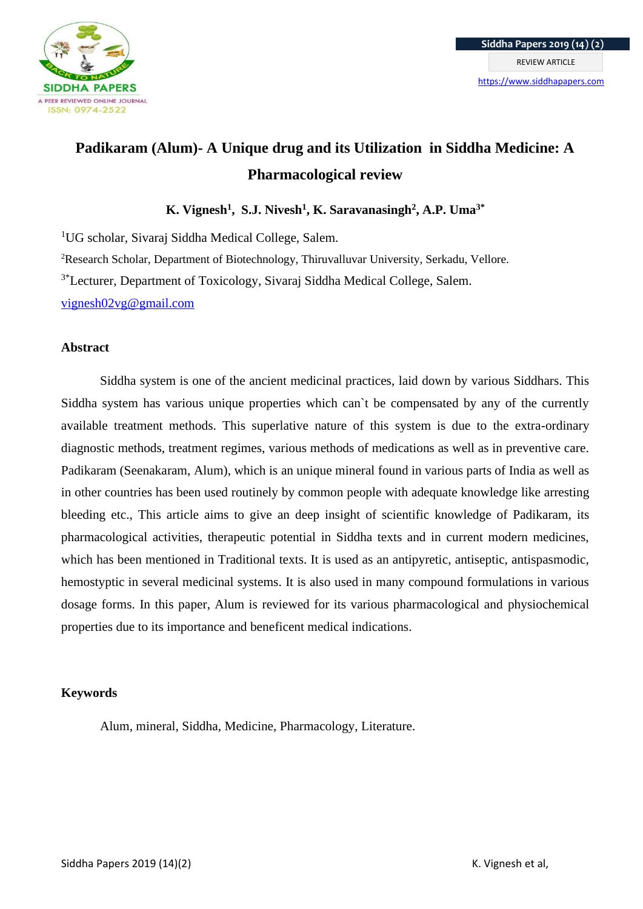REVIEW ARTICLE

https://www.siddhapapers.com

# Padikaram (Alum)- A Unique drug and its Utilization in Siddha Medicine: A Pharmacological review

**K. Vignesh[1], S.J. Nivesh[1], K. Saravanasingh[2], A.P. Uma[3*]**

[1]UG scholar, Sivaraj Siddha Medical College, Salem.

[2]Research Scholar, Department of Biotechnology, Thiruvalluvar University, Serkadu, Vellore.

[3*]Lecturer, Department of Toxicology, Sivaraj Siddha Medical College, Salem.

vignesh02vg@gmail.com

## Abstract

Siddha system is one of the ancient medicinal practices, laid down by various Siddhars. This Siddha system has various unique properties which can`t be compensated by any of the currently available treatment methods. This superlative nature of this system is due to the extra-ordinary diagnostic methods, treatment regimes, various methods of medications as well as in preventive care. Padikaram (Seenakaram, Alum), which is an unique mineral found in various parts of India as well as in other countries has been used routinely by common people with adequate knowledge like arresting bleeding etc., This article aims to give an deep insight of scientific knowledge of Padikaram, its pharmacological activities, therapeutic potential in Siddha texts and in current modern medicines, which has been mentioned in Traditional texts. It is used as an antipyretic, antiseptic, antispasmodic, hemostyptic in several medicinal systems. It is also used in many compound formulations in various dosage forms. In this paper, Alum is reviewed for its various pharmacological and physiochemical properties due to its importance and beneficent medical indications.

## Keywords

Alum, mineral, Siddha, Medicine, Pharmacology, Literature.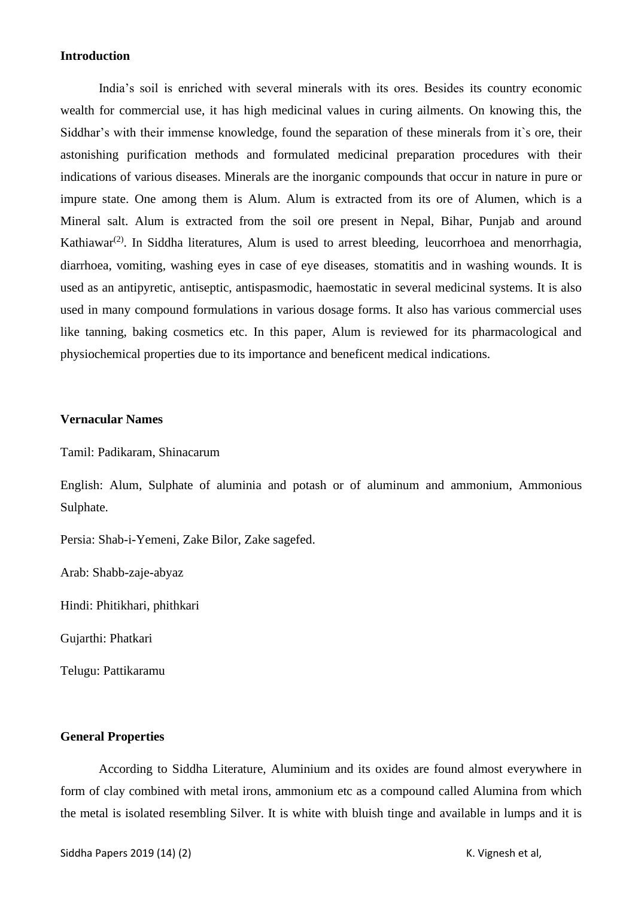**Introduction**

India's soil is enriched with several minerals with its ores. Besides its country economic wealth for commercial use, it has high medicinal values in curing ailments. On knowing this, the Siddhar's with their immense knowledge, found the separation of these minerals from it`s ore, their astonishing purification methods and formulated medicinal preparation procedures with their indications of various diseases. Minerals are the inorganic compounds that occur in nature in pure or impure state. One among them is Alum. Alum is extracted from its ore of Alumen, which is a Mineral salt. Alum is extracted from the soil ore present in Nepal, Bihar, Punjab and around Kathiawar[(2)]. In Siddha literatures, Alum is used to arrest bleeding, leucorrhoea and menorrhagia, diarrhoea, vomiting, washing eyes in case of eye diseases, stomatitis and in washing wounds. It is used as an antipyretic, antiseptic, antispasmodic, haemostatic in several medicinal systems. It is also used in many compound formulations in various dosage forms. It also has various commercial uses like tanning, baking cosmetics etc. In this paper, Alum is reviewed for its pharmacological and physiochemical properties due to its importance and beneficent medical indications.

**Vernacular Names**

Tamil: Padikaram, Shinacarum

English: Alum, Sulphate of aluminia and potash or of aluminum and ammonium, Ammonious Sulphate.

Persia: Shab-i-Yemeni, Zake Bilor, Zake sagefed.

Arab: Shabb-zaje-abyaz

Hindi: Phitikhari, phithkari

Gujarthi: Phatkari

Telugu: Pattikaramu

**General Properties**

According to Siddha Literature, Aluminium and its oxides are found almost everywhere in form of clay combined with metal irons, ammonium etc as a compound called Alumina from which the metal is isolated resembling Silver. It is white with bluish tinge and available in lumps and it is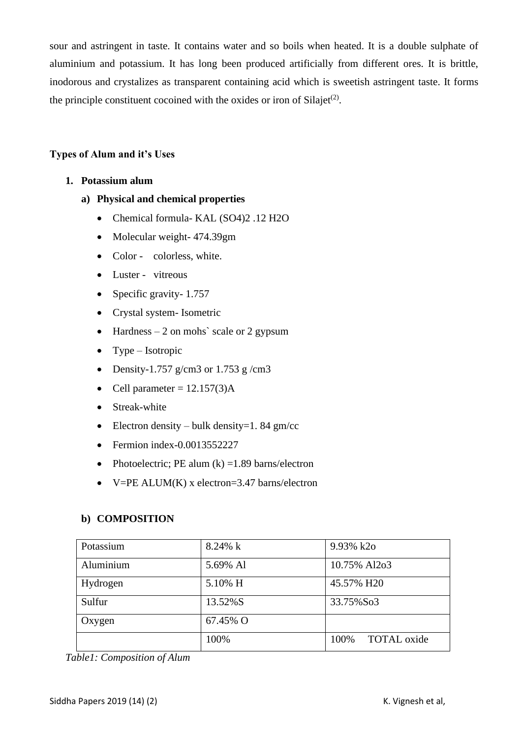sour and astringent in taste. It contains water and so boils when heated. It is a double sulphate of aluminium and potassium. It has long been produced artificially from different ores. It is brittle, inodorous and crystalizes as transparent containing acid which is sweetish astringent taste. It forms the principle constituent cocoined with the oxides or iron of Silajet[2].

### Types of Alum and it's Uses

1. **Potassium alum**

   a) **Physical and chemical properties**

   - Chemical formula- $KAL(SO_4)_2 \cdot 12H_2O$
   - Molecular weight- 474.39gm
   - Color - colorless, white.
   - Luster - vitreous
   - Specific gravity- 1.757
   - Crystal system- Isometric
   - Hardness – 2 on mohs` scale or 2 gypsum
   - Type – Isotropic
   - Density-1.757 g/cm3 or 1.753 g /cm3
   - Cell parameter = 12.157(3)A
   - Streak-white
   - Electron density – bulk density=1. 84 gm/cc
   - Fermion index-0.0013552227
   - Photoelectric; PE alum (k) =1.89 barns/electron
   - V=PE ALUM(K) x electron=3.47 barns/electron

   b) **COMPOSITION**

| Potassium | 8.24% k | 9.93% $k_2o$ |
|---|---|---|
| Aluminium | 5.69% Al | 10.75% $Al_2o_3$ |
| Hydrogen | 5.10% H | 45.57% H20 |
| Sulfur | 13.52%S | 33.75%$So_3$ |
| Oxygen | 67.45% O | |
| | 100% | 100% TOTAL oxide |

*Table1: Composition of Alum*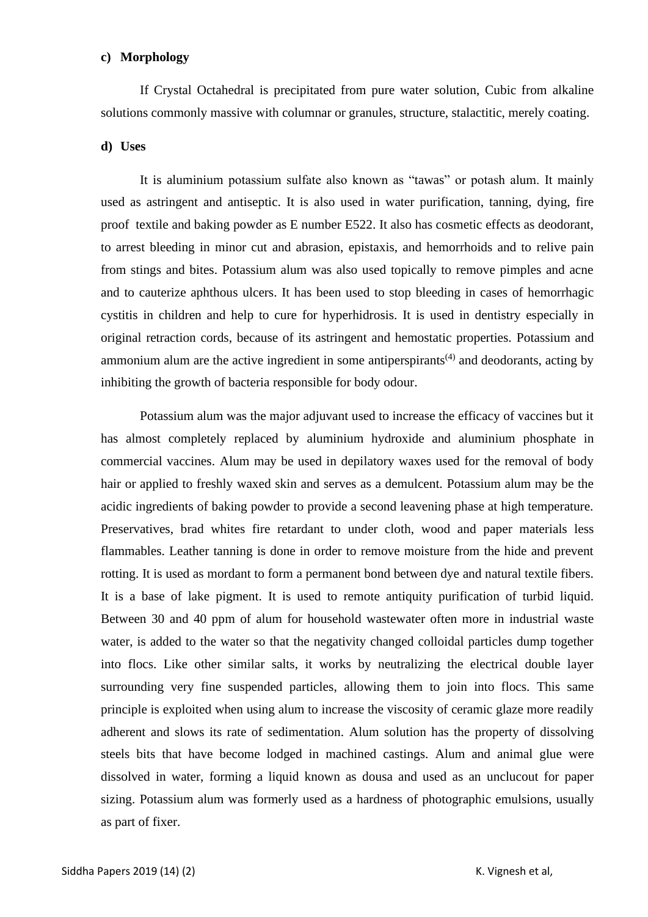#### c) Morphology

If Crystal Octahedral is precipitated from pure water solution, Cubic from alkaline solutions commonly massive with columnar or granules, structure, stalactitic, merely coating.

#### d) Uses

It is aluminium potassium sulfate also known as "tawas" or potash alum. It mainly used as astringent and antiseptic. It is also used in water purification, tanning, dying, fire proof textile and baking powder as E number E522. It also has cosmetic effects as deodorant, to arrest bleeding in minor cut and abrasion, epistaxis, and hemorrhoids and to relive pain from stings and bites. Potassium alum was also used topically to remove pimples and acne and to cauterize aphthous ulcers. It has been used to stop bleeding in cases of hemorrhagic cystitis in children and help to cure for hyperhidrosis. It is used in dentistry especially in original retraction cords, because of its astringent and hemostatic properties. Potassium and ammonium alum are the active ingredient in some antiperspirants[4] and deodorants, acting by inhibiting the growth of bacteria responsible for body odour.

Potassium alum was the major adjuvant used to increase the efficacy of vaccines but it has almost completely replaced by aluminium hydroxide and aluminium phosphate in commercial vaccines. Alum may be used in depilatory waxes used for the removal of body hair or applied to freshly waxed skin and serves as a demulcent. Potassium alum may be the acidic ingredients of baking powder to provide a second leavening phase at high temperature. Preservatives, brad whites fire retardant to under cloth, wood and paper materials less flammables. Leather tanning is done in order to remove moisture from the hide and prevent rotting. It is used as mordant to form a permanent bond between dye and natural textile fibers. It is a base of lake pigment. It is used to remote antiquity purification of turbid liquid. Between 30 and 40 ppm of alum for household wastewater often more in industrial waste water, is added to the water so that the negativity changed colloidal particles dump together into flocs. Like other similar salts, it works by neutralizing the electrical double layer surrounding very fine suspended particles, allowing them to join into flocs. This same principle is exploited when using alum to increase the viscosity of ceramic glaze more readily adherent and slows its rate of sedimentation. Alum solution has the property of dissolving steels bits that have become lodged in machined castings. Alum and animal glue were dissolved in water, forming a liquid known as dousa and used as an unclucout for paper sizing. Potassium alum was formerly used as a hardness of photographic emulsions, usually as part of fixer.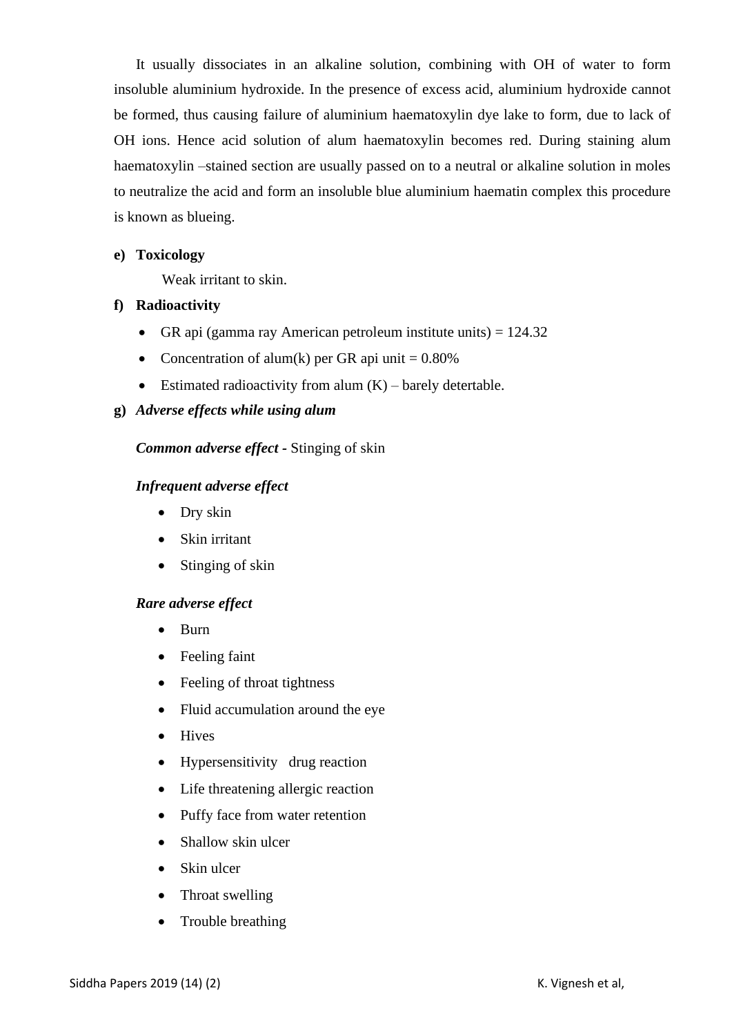It usually dissociates in an alkaline solution, combining with OH of water to form insoluble aluminium hydroxide. In the presence of excess acid, aluminium hydroxide cannot be formed, thus causing failure of aluminium haematoxylin dye lake to form, due to lack of OH ions. Hence acid solution of alum haematoxylin becomes red. During staining alum haematoxylin –stained section are usually passed on to a neutral or alkaline solution in moles to neutralize the acid and form an insoluble blue aluminium haematin complex this procedure is known as blueing.

**e) Toxicology**

Weak irritant to skin.

**f) Radioactivity**

- GR api (gamma ray American petroleum institute units) = 124.32
- Concentration of alum(k) per GR api unit = 0.80%
- Estimated radioactivity from alum (K) – barely detertable.

**g) *Adverse effects while using alum***

***Common adverse effect* -** Stinging of skin

***Infrequent adverse effect***

- Dry skin
- Skin irritant
- Stinging of skin

***Rare adverse effect***

- Burn
- Feeling faint
- Feeling of throat tightness
- Fluid accumulation around the eye
- Hives
- Hypersensitivity drug reaction
- Life threatening allergic reaction
- Puffy face from water retention
- Shallow skin ulcer
- Skin ulcer
- Throat swelling
- Trouble breathing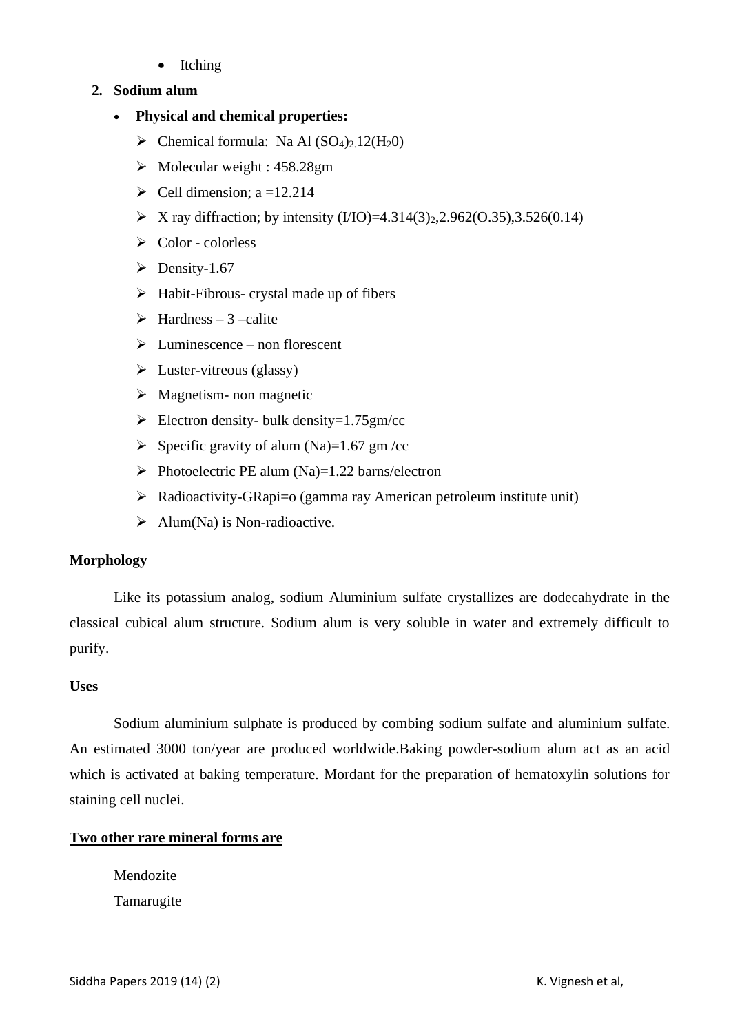- Itching

2. **Sodium alum**

- **Physical and chemical properties:**
  - Chemical formula: Na Al $(SO_4)_2$.12($H_2$0)
  - Molecular weight : 458.28gm
  - Cell dimension; a =12.214
  - X ray diffraction; by intensity (I/IO)=4.314$(3)_2$,2.962(O.35),3.526(0.14)
  - Color - colorless
  - Density-1.67
  - Habit-Fibrous- crystal made up of fibers
  - Hardness – 3 –calite
  - Luminescence – non florescent
  - Luster-vitreous (glassy)
  - Magnetism- non magnetic
  - Electron density- bulk density=1.75gm/cc
  - Specific gravity of alum (Na)=1.67 gm /cc
  - Photoelectric PE alum (Na)=1.22 barns/electron
  - Radioactivity-GRapi=o (gamma ray American petroleum institute unit)
  - Alum(Na) is Non-radioactive.

**Morphology**

Like its potassium analog, sodium Aluminium sulfate crystallizes are dodecahydrate in the classical cubical alum structure. Sodium alum is very soluble in water and extremely difficult to purify.

**Uses**

Sodium aluminium sulphate is produced by combing sodium sulfate and aluminium sulfate. An estimated 3000 ton/year are produced worldwide.Baking powder-sodium alum act as an acid which is activated at baking temperature. Mordant for the preparation of hematoxylin solutions for staining cell nuclei.

**Two other rare mineral forms are**

Mendozite
Tamarugite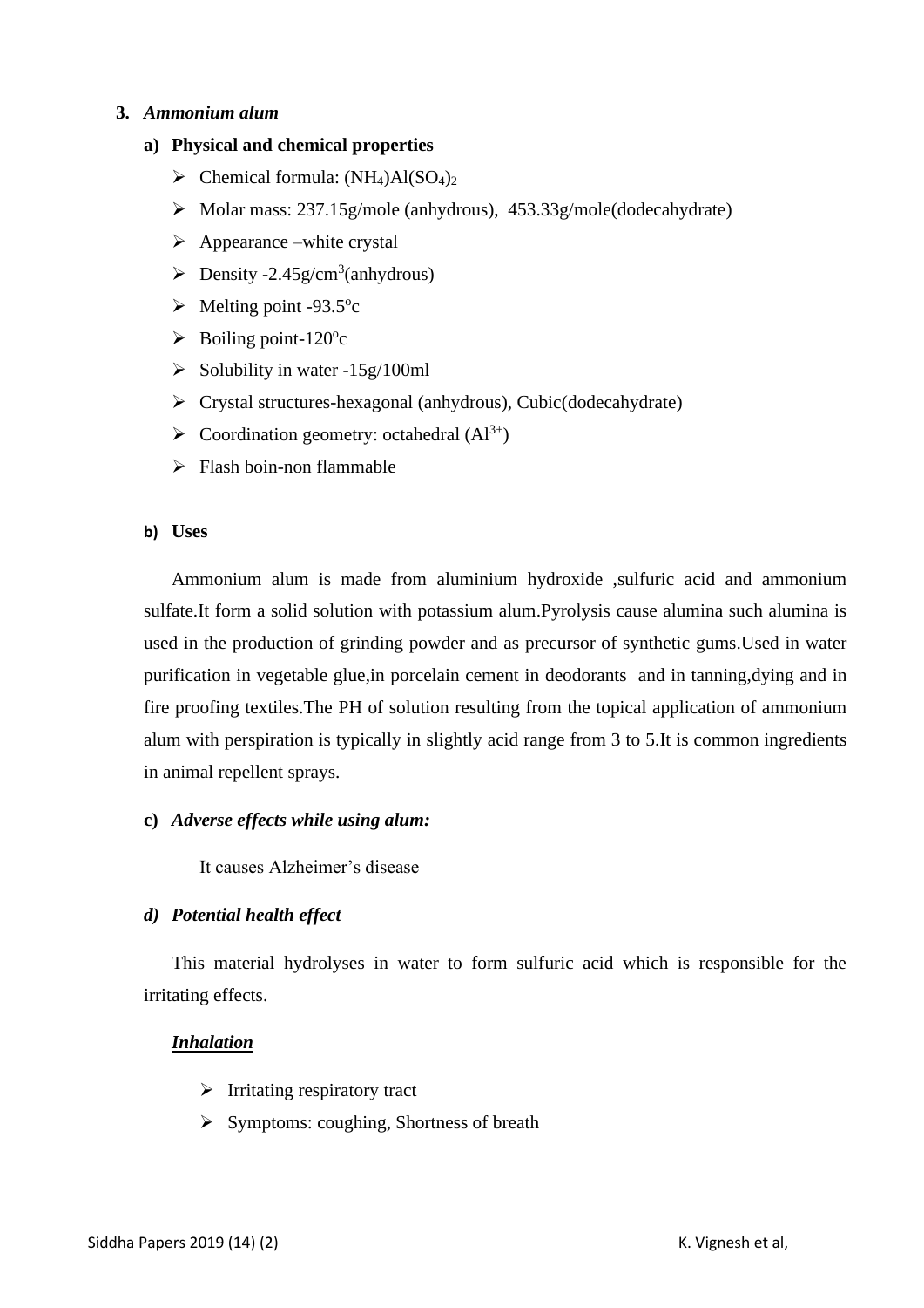3. ***Ammonium alum***

**a) Physical and chemical properties**

- Chemical formula: $(NH_4)Al(SO_4)_2$
- Molar mass: 237.15g/mole (anhydrous), 453.33g/mole(dodecahydrate)
- Appearance –white crystal
- Density -2.45g/cm$^3$(anhydrous)
- Melting point -93.5$^o$c
- Boiling point-120$^o$c
- Solubility in water -15g/100ml
- Crystal structures-hexagonal (anhydrous), Cubic(dodecahydrate)
- Coordination geometry: octahedral ($Al^{3+}$)
- Flash boin-non flammable

**b) Uses**

Ammonium alum is made from aluminium hydroxide ,sulfuric acid and ammonium sulfate.It form a solid solution with potassium alum.Pyrolysis cause alumina such alumina is used in the production of grinding powder and as precursor of synthetic gums.Used in water purification in vegetable glue,in porcelain cement in deodorants and in tanning,dying and in fire proofing textiles.The PH of solution resulting from the topical application of ammonium alum with perspiration is typically in slightly acid range from 3 to 5.It is common ingredients in animal repellent sprays.

**c) *Adverse effects while using alum:***

It causes Alzheimer's disease

***d) Potential health effect***

This material hydrolyses in water to form sulfuric acid which is responsible for the irritating effects.

***<u>Inhalation</u>***

- Irritating respiratory tract
- Symptoms: coughing, Shortness of breath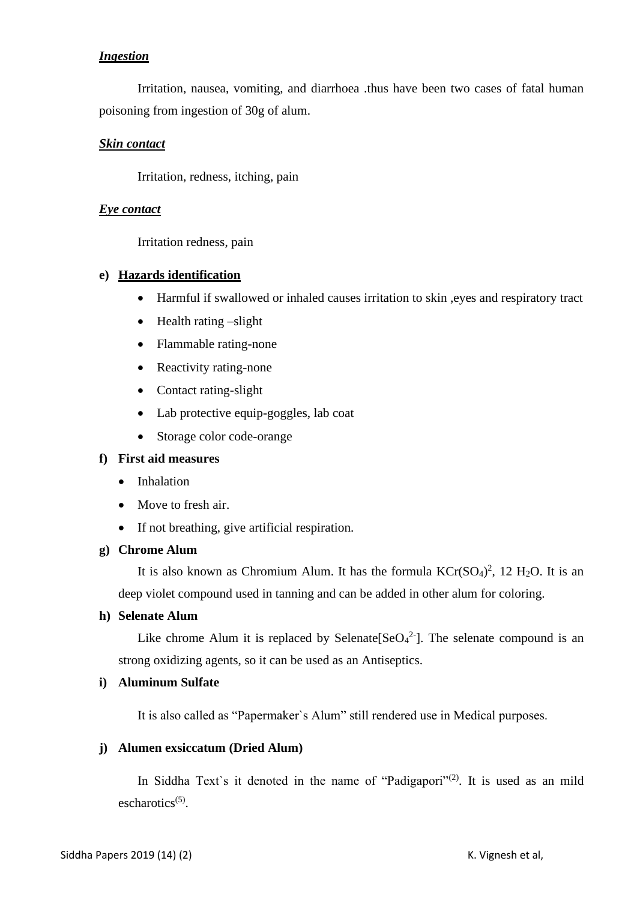***Ingestion***

Irritation, nausea, vomiting, and diarrhoea .thus have been two cases of fatal human poisoning from ingestion of 30g of alum.

***Skin contact***

Irritation, redness, itching, pain

***Eye contact***

Irritation redness, pain

**e) Hazards identification**

- Harmful if swallowed or inhaled causes irritation to skin ,eyes and respiratory tract
- Health rating –slight
- Flammable rating-none
- Reactivity rating-none
- Contact rating-slight
- Lab protective equip-goggles, lab coat
- Storage color code-orange

**f) First aid measures**

- Inhalation
- Move to fresh air.
- If not breathing, give artificial respiration.

**g) Chrome Alum**

It is also known as Chromium Alum. It has the formula $KCr(SO_4)^2$, 12 $H_2O$. It is an deep violet compound used in tanning and can be added in other alum for coloring.

**h) Selenate Alum**

Like chrome Alum it is replaced by Selenate[$SeO_4^{2-}$]. The selenate compound is an strong oxidizing agents, so it can be used as an Antiseptics.

**i) Aluminum Sulfate**

It is also called as "Papermaker`s Alum" still rendered use in Medical purposes.

**j) Alumen exsiccatum (Dried Alum)**

In Siddha Text`s it denoted in the name of "Padigapori"[2]. It is used as an mild escharotics[5].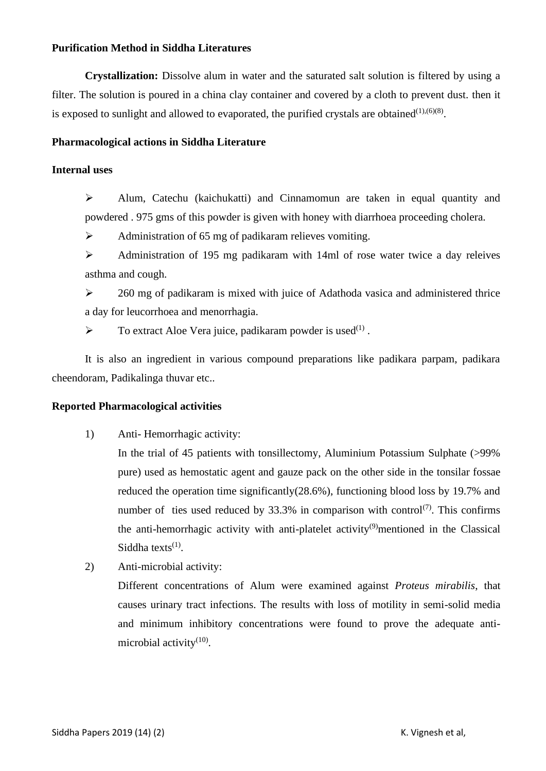**Purification Method in Siddha Literatures**

**Crystallization:** Dissolve alum in water and the saturated salt solution is filtered by using a filter. The solution is poured in a china clay container and covered by a cloth to prevent dust. then it is exposed to sunlight and allowed to evaporated, the purified crystals are obtained[(1),(6)(8)].

**Pharmacological actions in Siddha Literature**

**Internal uses**

- Alum, Catechu (kaichukatti) and Cinnamomun are taken in equal quantity and powdered . 975 gms of this powder is given with honey with diarrhoea proceeding cholera.
- Administration of 65 mg of padikaram relieves vomiting.
- Administration of 195 mg padikaram with 14ml of rose water twice a day releives asthma and cough.
- 260 mg of padikaram is mixed with juice of Adathoda vasica and administered thrice a day for leucorrhoea and menorrhagia.
- To extract Aloe Vera juice, padikaram powder is used[(1)] .

It is also an ingredient in various compound preparations like padikara parpam, padikara cheendoram, Padikalinga thuvar etc..

**Reported Pharmacological activities**

1) Anti- Hemorrhagic activity:
   In the trial of 45 patients with tonsillectomy, Aluminium Potassium Sulphate (>99% pure) used as hemostatic agent and gauze pack on the other side in the tonsilar fossae reduced the operation time significantly(28.6%), functioning blood loss by 19.7% and number of ties used reduced by 33.3% in comparison with control[(7)]. This confirms the anti-hemorrhagic activity with anti-platelet activity[(9)]mentioned in the Classical Siddha texts[(1)].
2) Anti-microbial activity:
   Different concentrations of Alum were examined against *Proteus mirabilis*, that causes urinary tract infections. The results with loss of motility in semi-solid media and minimum inhibitory concentrations were found to prove the adequate anti-microbial activity[(10)].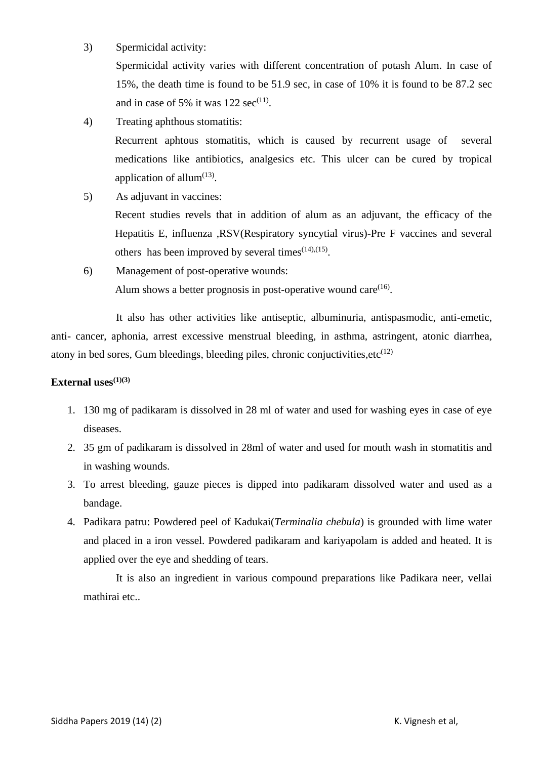3) Spermicidal activity:

   Spermicidal activity varies with different concentration of potash Alum. In case of 15%, the death time is found to be 51.9 sec, in case of 10% it is found to be 87.2 sec and in case of 5% it was 122 sec[11].

4) Treating aphthous stomatitis:

   Recurrent aphtous stomatitis, which is caused by recurrent usage of several medications like antibiotics, analgesics etc. This ulcer can be cured by tropical application of allum[13].

5) As adjuvant in vaccines:

   Recent studies revels that in addition of alum as an adjuvant, the efficacy of the Hepatitis E, influenza ,RSV(Respiratory syncytial virus)-Pre F vaccines and several others has been improved by several times[14],[15].

6) Management of post-operative wounds:

   Alum shows a better prognosis in post-operative wound care[16].

It also has other activities like antiseptic, albuminuria, antispasmodic, anti-emetic, anti- cancer, aphonia, arrest excessive menstrual bleeding, in asthma, astringent, atonic diarrhea, atony in bed sores, Gum bleedings, bleeding piles, chronic conjuctivities,etc[12]

**External uses[1][3]**

1. 130 mg of padikaram is dissolved in 28 ml of water and used for washing eyes in case of eye diseases.
2. 35 gm of padikaram is dissolved in 28ml of water and used for mouth wash in stomatitis and in washing wounds.
3. To arrest bleeding, gauze pieces is dipped into padikaram dissolved water and used as a bandage.
4. Padikara patru: Powdered peel of Kadukai(*Terminalia chebula*) is grounded with lime water and placed in a iron vessel. Powdered padikaram and kariyapolam is added and heated. It is applied over the eye and shedding of tears.

   It is also an ingredient in various compound preparations like Padikara neer, vellai mathirai etc..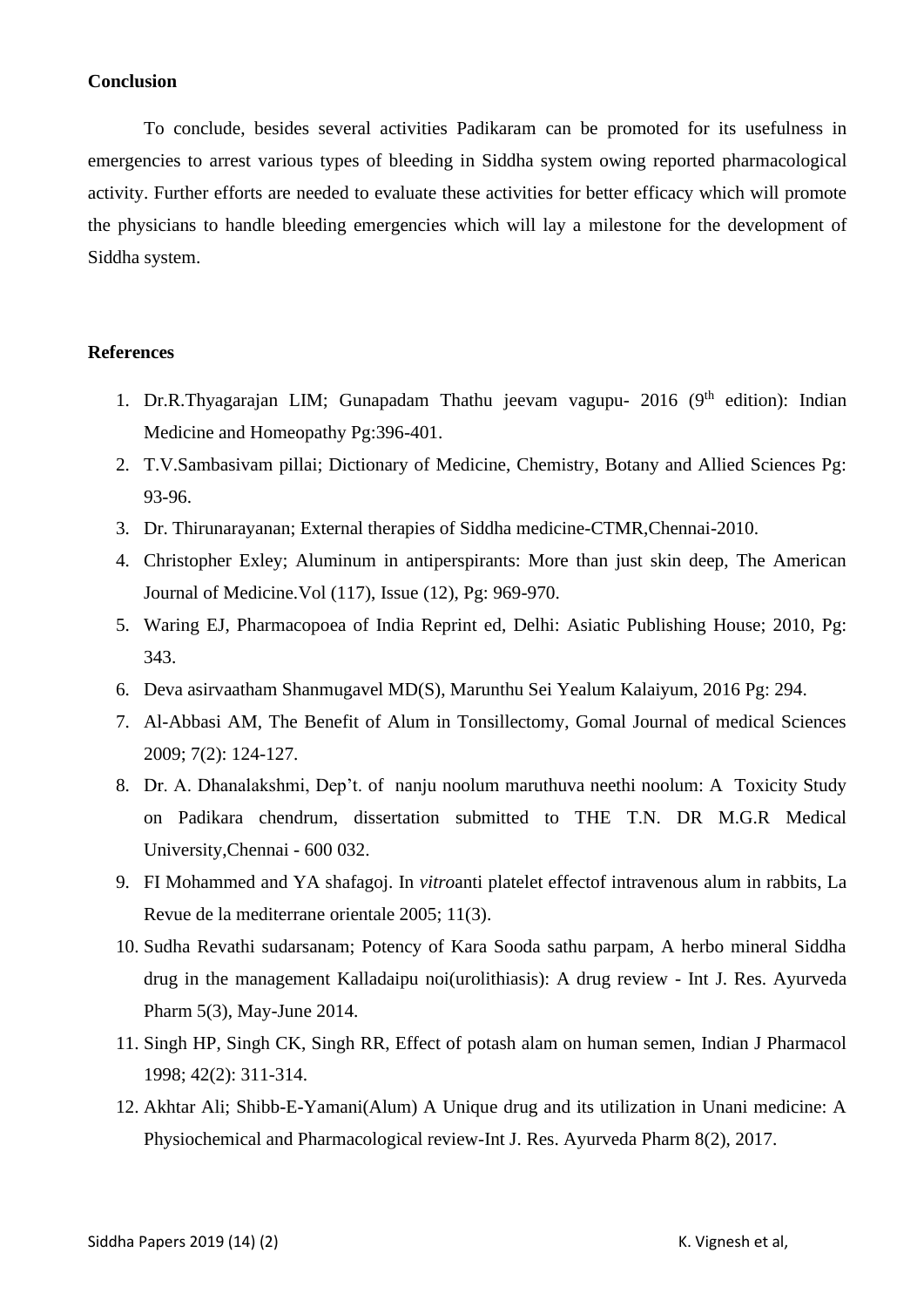**Conclusion**

To conclude, besides several activities Padikaram can be promoted for its usefulness in emergencies to arrest various types of bleeding in Siddha system owing reported pharmacological activity. Further efforts are needed to evaluate these activities for better efficacy which will promote the physicians to handle bleeding emergencies which will lay a milestone for the development of Siddha system.

**References**

1. Dr.R.Thyagarajan LIM; Gunapadam Thathu jeevam vagupu- 2016 (9$^{th}$ edition): Indian Medicine and Homeopathy Pg:396-401.
2. T.V.Sambasivam pillai; Dictionary of Medicine, Chemistry, Botany and Allied Sciences Pg: 93-96.
3. Dr. Thirunarayanan; External therapies of Siddha medicine-CTMR,Chennai-2010.
4. Christopher Exley; Aluminum in antiperspirants: More than just skin deep, The American Journal of Medicine.Vol (117), Issue (12), Pg: 969-970.
5. Waring EJ, Pharmacopoea of India Reprint ed, Delhi: Asiatic Publishing House; 2010, Pg: 343.
6. Deva asirvaatham Shanmugavel MD(S), Marunthu Sei Yealum Kalaiyum, 2016 Pg: 294.
7. Al-Abbasi AM, The Benefit of Alum in Tonsillectomy, Gomal Journal of medical Sciences 2009; 7(2): 124-127.
8. Dr. A. Dhanalakshmi, Dep't. of nanju noolum maruthuva neethi noolum: A Toxicity Study on Padikara chendrum, dissertation submitted to THE T.N. DR M.G.R Medical University,Chennai - 600 032.
9. FI Mohammed and YA shafagoj. In *vitro*anti platelet effectof intravenous alum in rabbits, La Revue de la mediterrane orientale 2005; 11(3).
10. Sudha Revathi sudarsanam; Potency of Kara Sooda sathu parpam, A herbo mineral Siddha drug in the management Kalladaipu noi(urolithiasis): A drug review - Int J. Res. Ayurveda Pharm 5(3), May-June 2014.
11. Singh HP, Singh CK, Singh RR, Effect of potash alam on human semen, Indian J Pharmacol 1998; 42(2): 311-314.
12. Akhtar Ali; Shibb-E-Yamani(Alum) A Unique drug and its utilization in Unani medicine: A Physiochemical and Pharmacological review-Int J. Res. Ayurveda Pharm 8(2), 2017.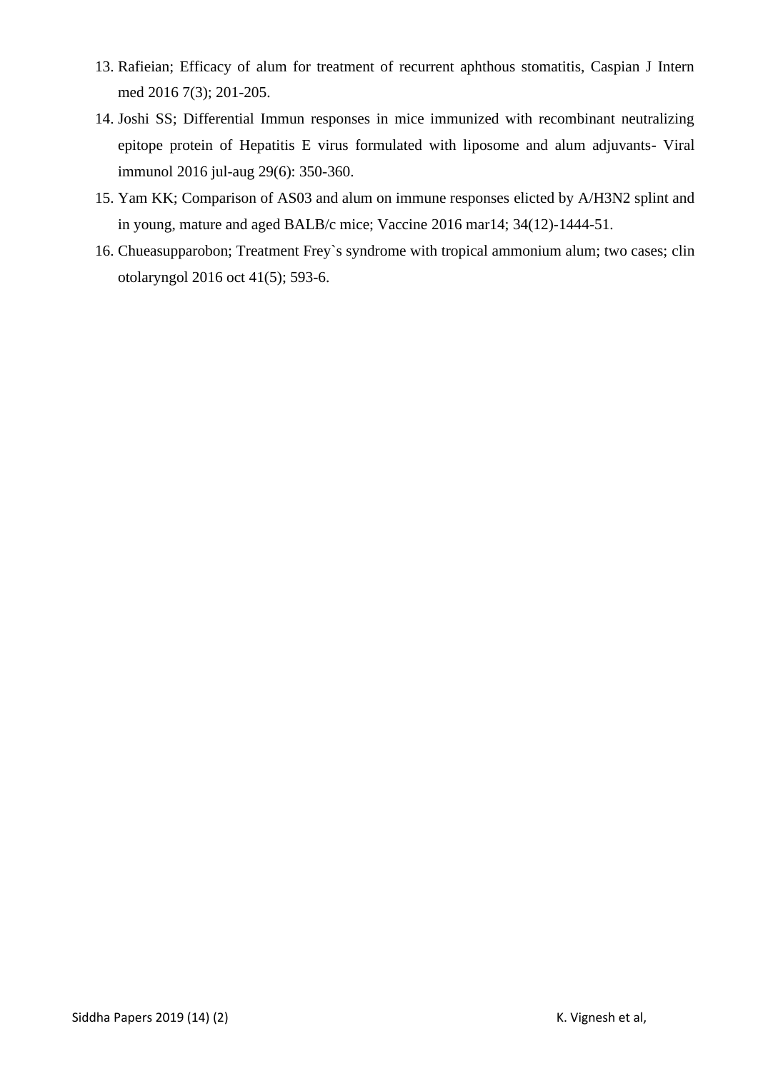13. Rafieian; Efficacy of alum for treatment of recurrent aphthous stomatitis, Caspian J Intern med 2016 7(3); 201-205.
14. Joshi SS; Differential Immun responses in mice immunized with recombinant neutralizing epitope protein of Hepatitis E virus formulated with liposome and alum adjuvants- Viral immunol 2016 jul-aug 29(6): 350-360.
15. Yam KK; Comparison of AS03 and alum on immune responses elicted by A/H3N2 splint and in young, mature and aged BALB/c mice; Vaccine 2016 mar14; 34(12)-1444-51.
16. Chueasupparobon; Treatment Frey`s syndrome with tropical ammonium alum; two cases; clin otolaryngol 2016 oct 41(5); 593-6.